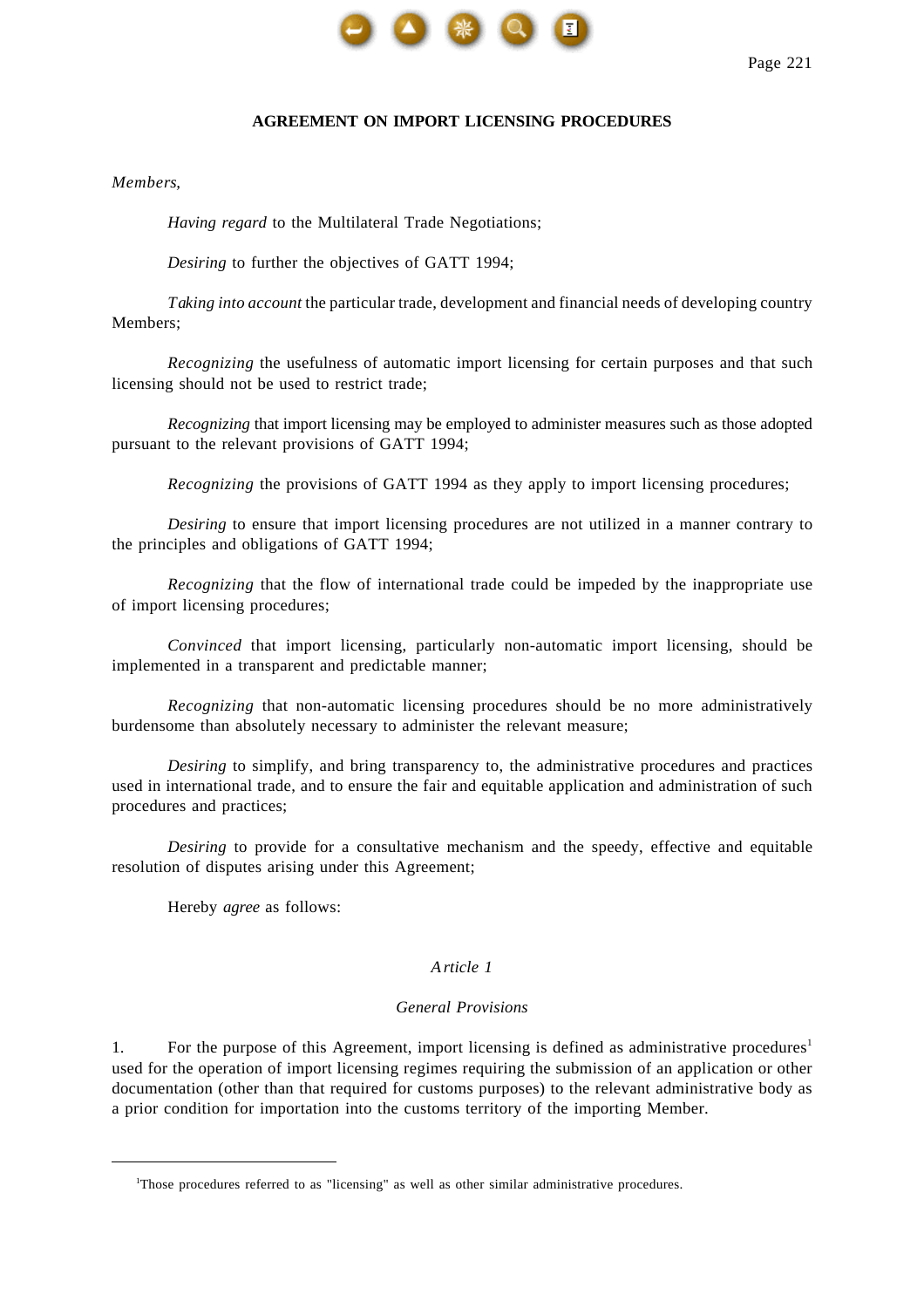# AGREEMENT ON IMPORT LICENSING PROCEDURES

*Members,*

*Having regard* to the Multilateral Trade Negotiations;

*Desiring* to further the objectives of GATT 1994;

*Taking into account* the particular trade, development and financial needs of developing country Members;

*Recognizing* the usefulness of automatic import licensing for certain purposes and that such licensing should not be used to restrict trade;

*Recognizing* that import licensing may be employed to administer measures such as those adopted pursuant to the relevant provisions of GATT 1994;

*Recognizing* the provisions of GATT 1994 as they apply to import licensing procedures;

*Desiring* to ensure that import licensing procedures are not utilized in a manner contrary to the principles and obligations of GATT 1994;

*Recognizing* that the flow of international trade could be impeded by the inappropriate use of import licensing procedures;

*Convinced* that import licensing, particularly non-automatic import licensing, should be implemented in a transparent and predictable manner;

*Recognizing* that non-automatic licensing procedures should be no more administratively burdensome than absolutely necessary to administer the relevant measure;

*Desiring* to simplify, and bring transparency to, the administrative procedures and practices used in international trade, and to ensure the fair and equitable application and administration of such procedures and practices;

*Desiring* to provide for a consultative mechanism and the speedy, effective and equitable resolution of disputes arising under this Agreement;

Hereby *agree* as follows:

## *Article 1*

### *General Provisions*

1. For the purpose of this Agreement, import licensing is defined as administrative procedures[1] used for the operation of import licensing regimes requiring the submission of an application or other documentation (other than that required for customs purposes) to the relevant administrative body as a prior condition for importation into the customs territory of the importing Member.

---

[1]Those procedures referred to as "licensing" as well as other similar administrative procedures.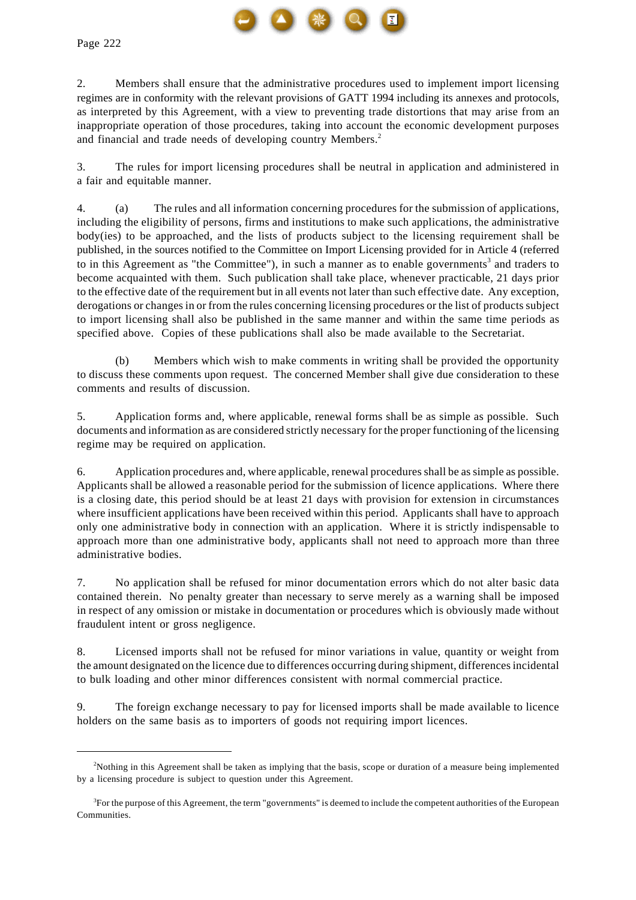2. Members shall ensure that the administrative procedures used to implement import licensing regimes are in conformity with the relevant provisions of GATT 1994 including its annexes and protocols, as interpreted by this Agreement, with a view to preventing trade distortions that may arise from an inappropriate operation of those procedures, taking into account the economic development purposes and financial and trade needs of developing country Members.[2]

3. The rules for import licensing procedures shall be neutral in application and administered in a fair and equitable manner.

4. (a) The rules and all information concerning procedures for the submission of applications, including the eligibility of persons, firms and institutions to make such applications, the administrative body(ies) to be approached, and the lists of products subject to the licensing requirement shall be published, in the sources notified to the Committee on Import Licensing provided for in Article 4 (referred to in this Agreement as "the Committee"), in such a manner as to enable governments[3] and traders to become acquainted with them. Such publication shall take place, whenever practicable, 21 days prior to the effective date of the requirement but in all events not later than such effective date. Any exception, derogations or changes in or from the rules concerning licensing procedures or the list of products subject to import licensing shall also be published in the same manner and within the same time periods as specified above. Copies of these publications shall also be made available to the Secretariat.

(b) Members which wish to make comments in writing shall be provided the opportunity to discuss these comments upon request. The concerned Member shall give due consideration to these comments and results of discussion.

5. Application forms and, where applicable, renewal forms shall be as simple as possible. Such documents and information as are considered strictly necessary for the proper functioning of the licensing regime may be required on application.

6. Application procedures and, where applicable, renewal procedures shall be as simple as possible. Applicants shall be allowed a reasonable period for the submission of licence applications. Where there is a closing date, this period should be at least 21 days with provision for extension in circumstances where insufficient applications have been received within this period. Applicants shall have to approach only one administrative body in connection with an application. Where it is strictly indispensable to approach more than one administrative body, applicants shall not need to approach more than three administrative bodies.

7. No application shall be refused for minor documentation errors which do not alter basic data contained therein. No penalty greater than necessary to serve merely as a warning shall be imposed in respect of any omission or mistake in documentation or procedures which is obviously made without fraudulent intent or gross negligence.

8. Licensed imports shall not be refused for minor variations in value, quantity or weight from the amount designated on the licence due to differences occurring during shipment, differences incidental to bulk loading and other minor differences consistent with normal commercial practice.

9. The foreign exchange necessary to pay for licensed imports shall be made available to licence holders on the same basis as to importers of goods not requiring import licences.

---

[2] Nothing in this Agreement shall be taken as implying that the basis, scope or duration of a measure being implemented by a licensing procedure is subject to question under this Agreement.

[3] For the purpose of this Agreement, the term "governments" is deemed to include the competent authorities of the European Communities.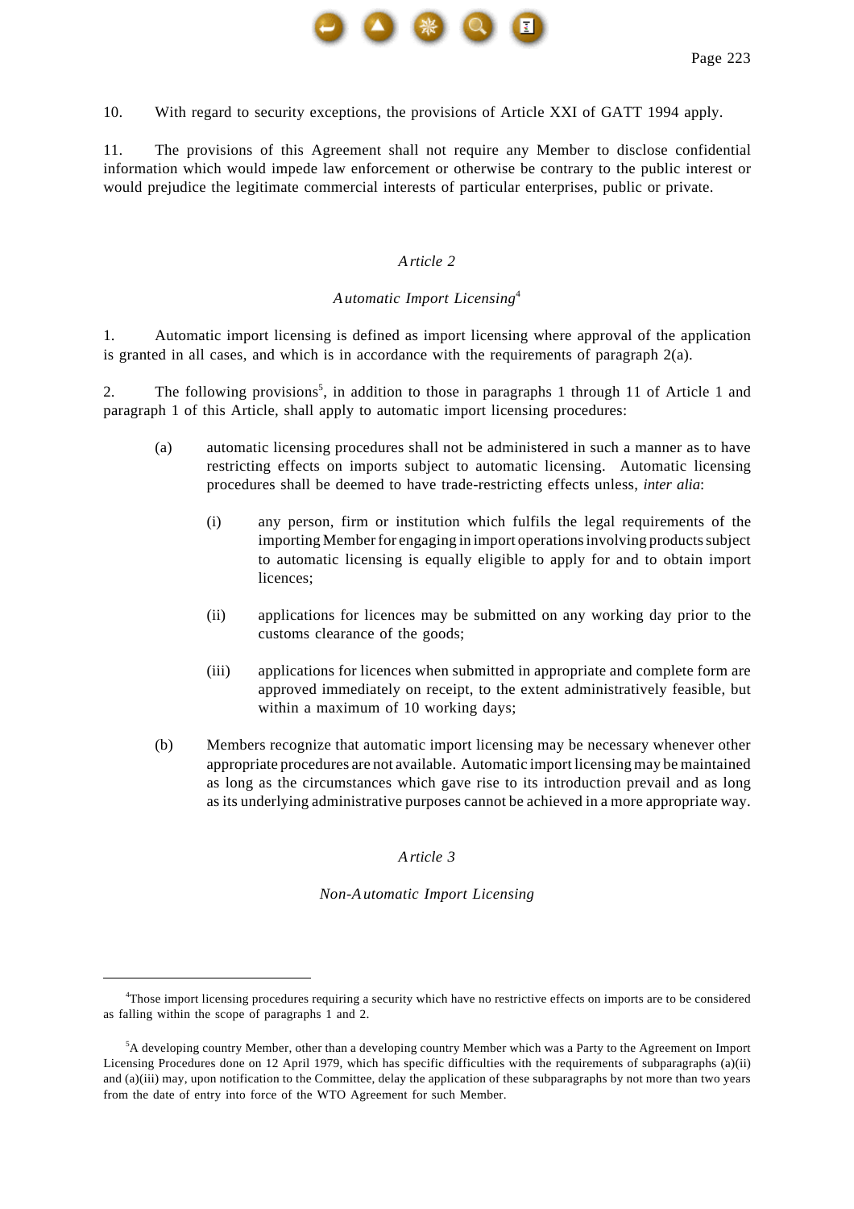10. With regard to security exceptions, the provisions of Article XXI of GATT 1994 apply.

11. The provisions of this Agreement shall not require any Member to disclose confidential information which would impede law enforcement or otherwise be contrary to the public interest or would prejudice the legitimate commercial interests of particular enterprises, public or private.

## *Article 2*

### *Automatic Import Licensing*[4]

1. Automatic import licensing is defined as import licensing where approval of the application is granted in all cases, and which is in accordance with the requirements of paragraph 2(a).

2. The following provisions[5], in addition to those in paragraphs 1 through 11 of Article 1 and paragraph 1 of this Article, shall apply to automatic import licensing procedures:

(a) automatic licensing procedures shall not be administered in such a manner as to have restricting effects on imports subject to automatic licensing. Automatic licensing procedures shall be deemed to have trade-restricting effects unless, *inter alia*:

(i) any person, firm or institution which fulfils the legal requirements of the importing Member for engaging in import operations involving products subject to automatic licensing is equally eligible to apply for and to obtain import licences;

(ii) applications for licences may be submitted on any working day prior to the customs clearance of the goods;

(iii) applications for licences when submitted in appropriate and complete form are approved immediately on receipt, to the extent administratively feasible, but within a maximum of 10 working days;

(b) Members recognize that automatic import licensing may be necessary whenever other appropriate procedures are not available. Automatic import licensing may be maintained as long as the circumstances which gave rise to its introduction prevail and as long as its underlying administrative purposes cannot be achieved in a more appropriate way.

## *Article 3*

### *Non-Automatic Import Licensing*

---

[4]Those import licensing procedures requiring a security which have no restrictive effects on imports are to be considered as falling within the scope of paragraphs 1 and 2.

[5]A developing country Member, other than a developing country Member which was a Party to the Agreement on Import Licensing Procedures done on 12 April 1979, which has specific difficulties with the requirements of subparagraphs (a)(ii) and (a)(iii) may, upon notification to the Committee, delay the application of these subparagraphs by not more than two years from the date of entry into force of the WTO Agreement for such Member.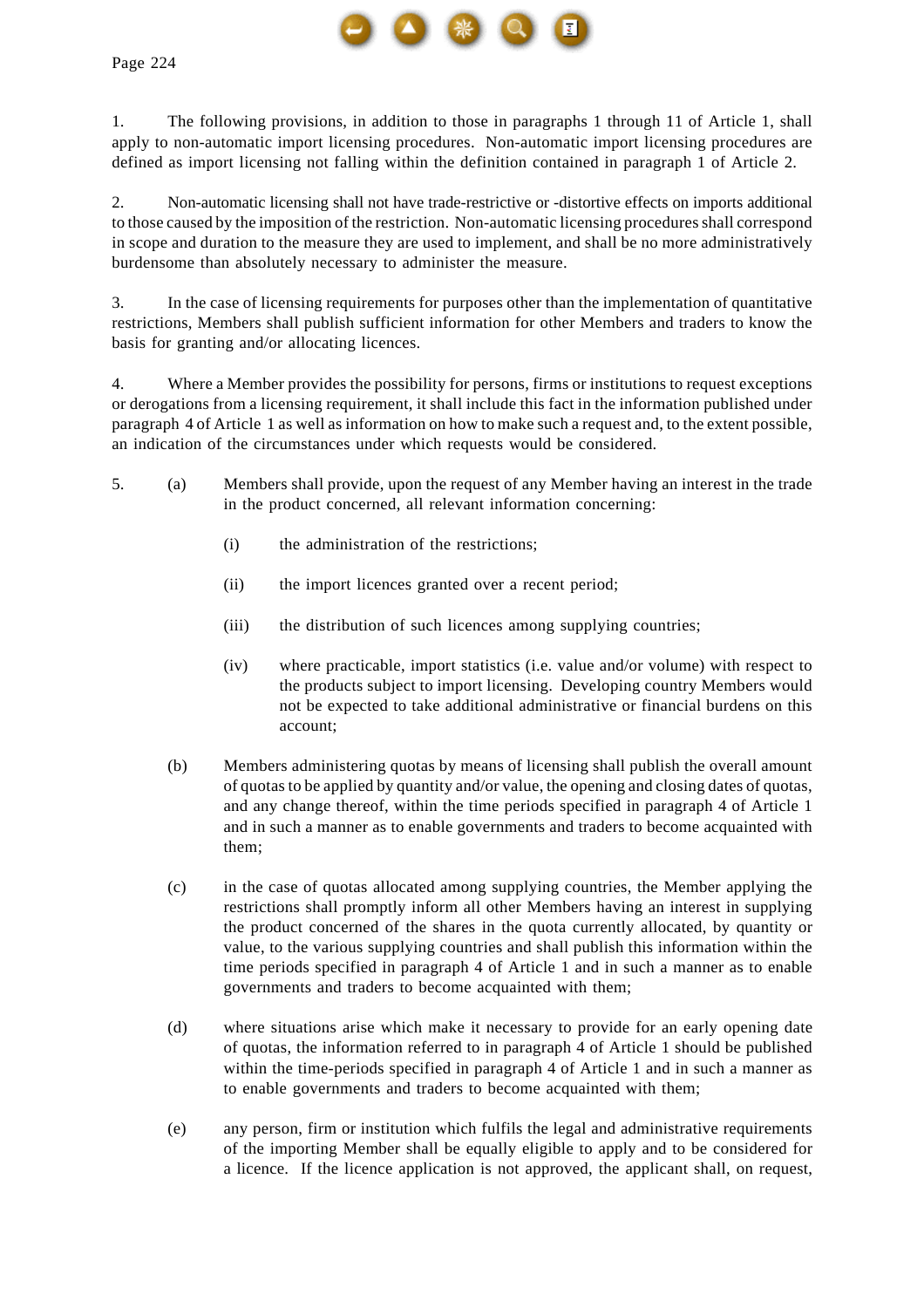1. The following provisions, in addition to those in paragraphs 1 through 11 of Article 1, shall apply to non-automatic import licensing procedures. Non-automatic import licensing procedures are defined as import licensing not falling within the definition contained in paragraph 1 of Article 2.

2. Non-automatic licensing shall not have trade-restrictive or -distortive effects on imports additional to those caused by the imposition of the restriction. Non-automatic licensing procedures shall correspond in scope and duration to the measure they are used to implement, and shall be no more administratively burdensome than absolutely necessary to administer the measure.

3. In the case of licensing requirements for purposes other than the implementation of quantitative restrictions, Members shall publish sufficient information for other Members and traders to know the basis for granting and/or allocating licences.

4. Where a Member provides the possibility for persons, firms or institutions to request exceptions or derogations from a licensing requirement, it shall include this fact in the information published under paragraph 4 of Article 1 as well as information on how to make such a request and, to the extent possible, an indication of the circumstances under which requests would be considered.

5. (a) Members shall provide, upon the request of any Member having an interest in the trade in the product concerned, all relevant information concerning:

   (i) the administration of the restrictions;

   (ii) the import licences granted over a recent period;

   (iii) the distribution of such licences among supplying countries;

   (iv) where practicable, import statistics (i.e. value and/or volume) with respect to the products subject to import licensing. Developing country Members would not be expected to take additional administrative or financial burdens on this account;

   (b) Members administering quotas by means of licensing shall publish the overall amount of quotas to be applied by quantity and/or value, the opening and closing dates of quotas, and any change thereof, within the time periods specified in paragraph 4 of Article 1 and in such a manner as to enable governments and traders to become acquainted with them;

   (c) in the case of quotas allocated among supplying countries, the Member applying the restrictions shall promptly inform all other Members having an interest in supplying the product concerned of the shares in the quota currently allocated, by quantity or value, to the various supplying countries and shall publish this information within the time periods specified in paragraph 4 of Article 1 and in such a manner as to enable governments and traders to become acquainted with them;

   (d) where situations arise which make it necessary to provide for an early opening date of quotas, the information referred to in paragraph 4 of Article 1 should be published within the time-periods specified in paragraph 4 of Article 1 and in such a manner as to enable governments and traders to become acquainted with them;

   (e) any person, firm or institution which fulfils the legal and administrative requirements of the importing Member shall be equally eligible to apply and to be considered for a licence. If the licence application is not approved, the applicant shall, on request,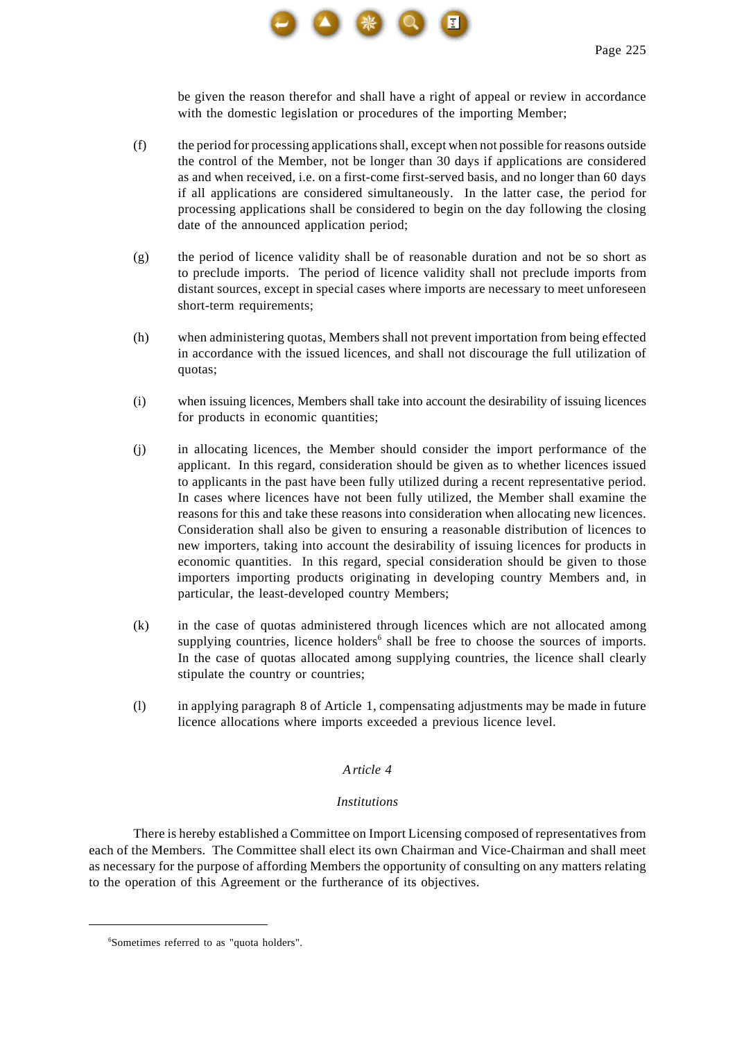be given the reason therefor and shall have a right of appeal or review in accordance with the domestic legislation or procedures of the importing Member;

(f) the period for processing applications shall, except when not possible for reasons outside the control of the Member, not be longer than 30 days if applications are considered as and when received, i.e. on a first-come first-served basis, and no longer than 60 days if all applications are considered simultaneously. In the latter case, the period for processing applications shall be considered to begin on the day following the closing date of the announced application period;

(g) the period of licence validity shall be of reasonable duration and not be so short as to preclude imports. The period of licence validity shall not preclude imports from distant sources, except in special cases where imports are necessary to meet unforeseen short-term requirements;

(h) when administering quotas, Members shall not prevent importation from being effected in accordance with the issued licences, and shall not discourage the full utilization of quotas;

(i) when issuing licences, Members shall take into account the desirability of issuing licences for products in economic quantities;

(j) in allocating licences, the Member should consider the import performance of the applicant. In this regard, consideration should be given as to whether licences issued to applicants in the past have been fully utilized during a recent representative period. In cases where licences have not been fully utilized, the Member shall examine the reasons for this and take these reasons into consideration when allocating new licences. Consideration shall also be given to ensuring a reasonable distribution of licences to new importers, taking into account the desirability of issuing licences for products in economic quantities. In this regard, special consideration should be given to those importers importing products originating in developing country Members and, in particular, the least-developed country Members;

(k) in the case of quotas administered through licences which are not allocated among supplying countries, licence holders[6] shall be free to choose the sources of imports. In the case of quotas allocated among supplying countries, the licence shall clearly stipulate the country or countries;

(l) in applying paragraph 8 of Article 1, compensating adjustments may be made in future licence allocations where imports exceeded a previous licence level.

## *Article 4*

### *Institutions*

There is hereby established a Committee on Import Licensing composed of representatives from each of the Members. The Committee shall elect its own Chairman and Vice-Chairman and shall meet as necessary for the purpose of affording Members the opportunity of consulting on any matters relating to the operation of this Agreement or the furtherance of its objectives.

---

[6]Sometimes referred to as "quota holders".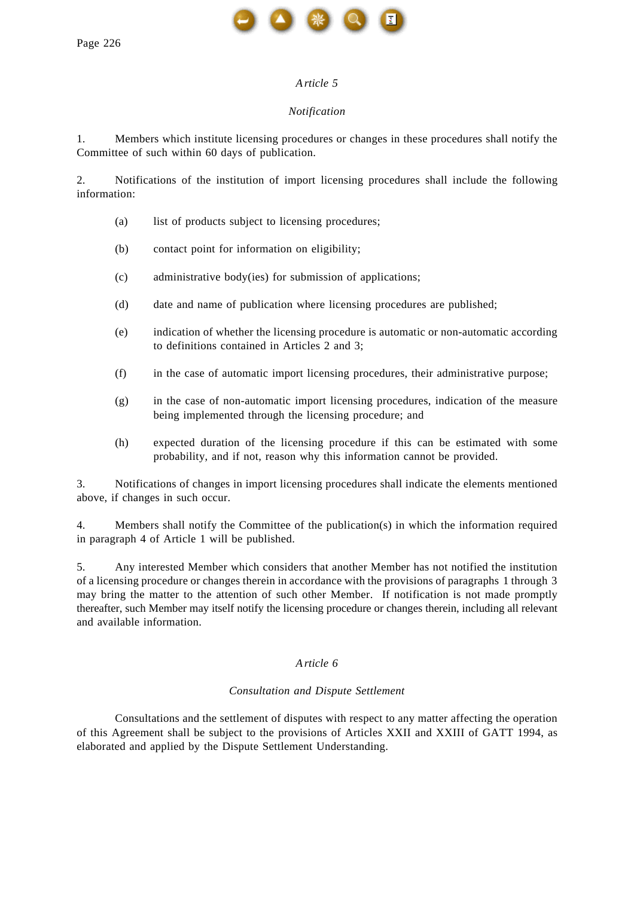## *Article 5*

### *Notification*

1. Members which institute licensing procedures or changes in these procedures shall notify the Committee of such within 60 days of publication.

2. Notifications of the institution of import licensing procedures shall include the following information:

   (a) list of products subject to licensing procedures;

   (b) contact point for information on eligibility;

   (c) administrative body(ies) for submission of applications;

   (d) date and name of publication where licensing procedures are published;

   (e) indication of whether the licensing procedure is automatic or non-automatic according to definitions contained in Articles 2 and 3;

   (f) in the case of automatic import licensing procedures, their administrative purpose;

   (g) in the case of non-automatic import licensing procedures, indication of the measure being implemented through the licensing procedure; and

   (h) expected duration of the licensing procedure if this can be estimated with some probability, and if not, reason why this information cannot be provided.

3. Notifications of changes in import licensing procedures shall indicate the elements mentioned above, if changes in such occur.

4. Members shall notify the Committee of the publication(s) in which the information required in paragraph 4 of Article 1 will be published.

5. Any interested Member which considers that another Member has not notified the institution of a licensing procedure or changes therein in accordance with the provisions of paragraphs 1 through 3 may bring the matter to the attention of such other Member. If notification is not made promptly thereafter, such Member may itself notify the licensing procedure or changes therein, including all relevant and available information.

## *Article 6*

### *Consultation and Dispute Settlement*

Consultations and the settlement of disputes with respect to any matter affecting the operation of this Agreement shall be subject to the provisions of Articles XXII and XXIII of GATT 1994, as elaborated and applied by the Dispute Settlement Understanding.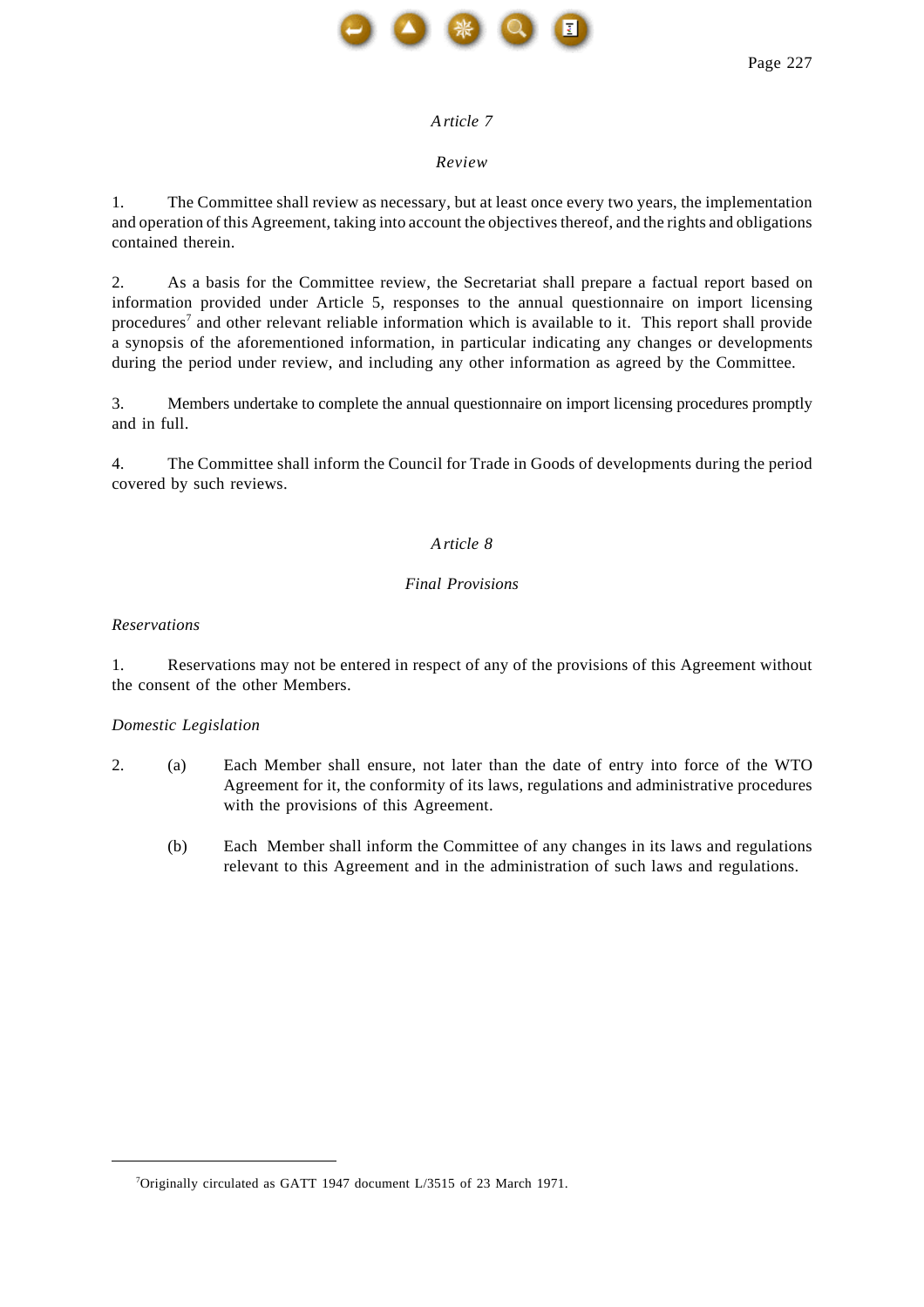## *Article 7*

### *Review*

1. The Committee shall review as necessary, but at least once every two years, the implementation and operation of this Agreement, taking into account the objectives thereof, and the rights and obligations contained therein.

2. As a basis for the Committee review, the Secretariat shall prepare a factual report based on information provided under Article 5, responses to the annual questionnaire on import licensing procedures[7] and other relevant reliable information which is available to it. This report shall provide a synopsis of the aforementioned information, in particular indicating any changes or developments during the period under review, and including any other information as agreed by the Committee.

3. Members undertake to complete the annual questionnaire on import licensing procedures promptly and in full.

4. The Committee shall inform the Council for Trade in Goods of developments during the period covered by such reviews.

## *Article 8*

### *Final Provisions*

*Reservations*

1. Reservations may not be entered in respect of any of the provisions of this Agreement without the consent of the other Members.

*Domestic Legislation*

2. (a) Each Member shall ensure, not later than the date of entry into force of the WTO Agreement for it, the conformity of its laws, regulations and administrative procedures with the provisions of this Agreement.

   (b) Each Member shall inform the Committee of any changes in its laws and regulations relevant to this Agreement and in the administration of such laws and regulations.

---

[7]Originally circulated as GATT 1947 document L/3515 of 23 March 1971.